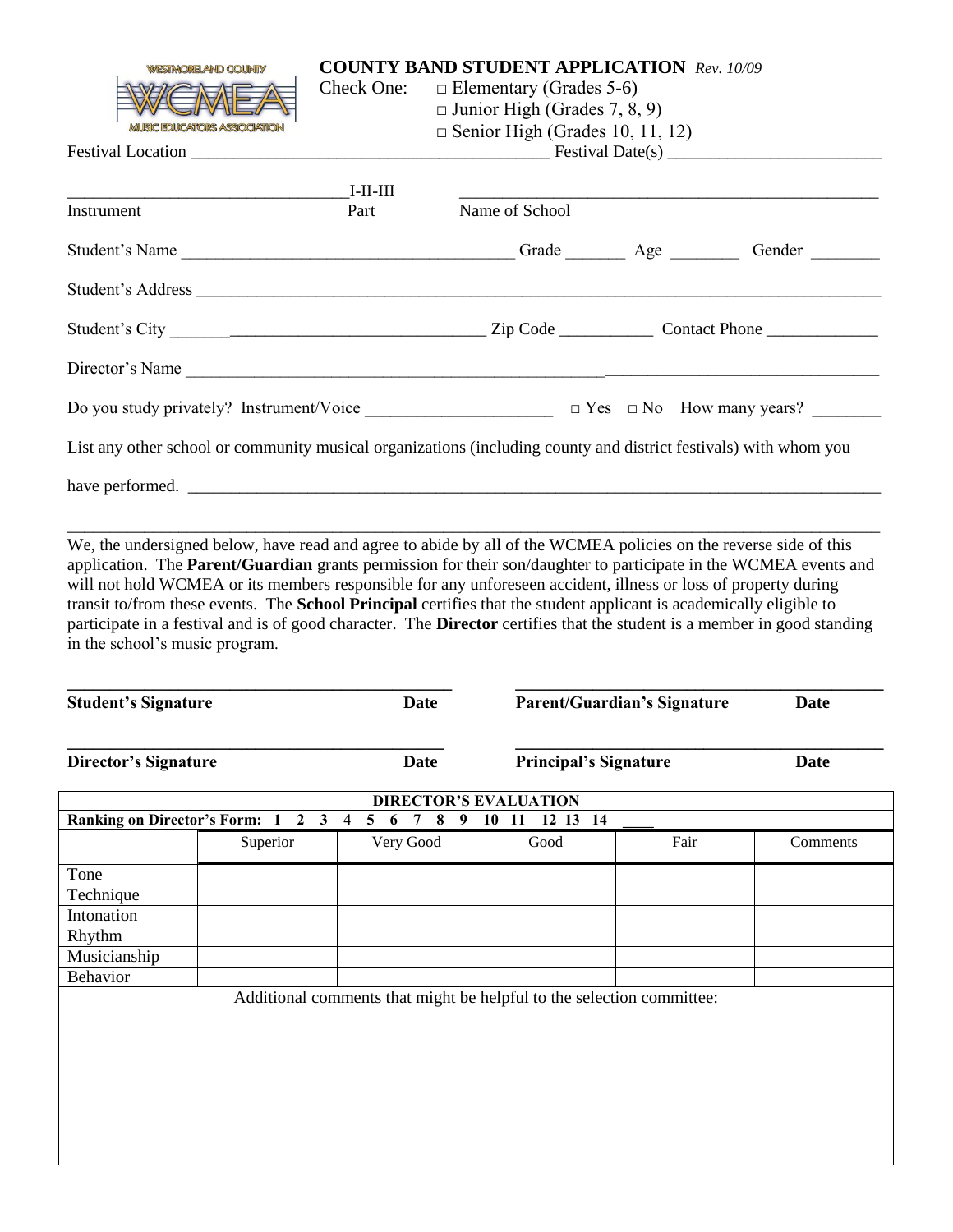WESTMORELAND COUNTY WCMEA MUSIC EDUCATORS ASSOCIATION

# COUNTY BAND STUDENT APPLICATION *Rev. 10/09*

Check One: □ Elementary (Grades 5-6)
□ Junior High (Grades 7, 8, 9)
□ Senior High (Grades 10, 11, 12)

Festival Location ________________________________________ Festival Date(s) ________________________

________________________________ I-II-III ________________________________________________

Instrument Part Name of School

Student's Name ______________________________________ Grade _______ Age ________ Gender ________

Student's Address ____________________________________________________________________________

Student's City ______________________________ Zip Code ___________ Contact Phone _____________

Director's Name ____________________________________________________________________________

Do you study privately? Instrument/Voice ______________________ □ Yes □ No How many years? ________

List any other school or community musical organizations (including county and district festivals) with whom you

have performed. ____________________________________________________________________________

______________________________________________________________________________________________

We, the undersigned below, have read and agree to abide by all of the WCMEA policies on the reverse side of this application. The **Parent/Guardian** grants permission for their son/daughter to participate in the WCMEA events and will not hold WCMEA or its members responsible for any unforeseen accident, illness or loss of property during transit to/from these events. The **School Principal** certifies that the student applicant is academically eligible to participate in a festival and is of good character. The **Director** certifies that the student is a member in good standing in the school's music program.

______________________________________________ ______________________________________________

**Student's Signature** **Date** **Parent/Guardian's Signature** **Date**

______________________________________________ ______________________________________________

**Director's Signature** **Date** **Principal's Signature** **Date**

| **DIRECTOR'S EVALUATION** | | | | | |
|---|---|---|---|---|---|
| **Ranking on Director's Form: 1 2 3 4 5 6 7 8 9 10 11 12 13 14 ____** | | | | | |
| | Superior | Very Good | Good | Fair | Comments |
| Tone | | | | | |
| Technique | | | | | |
| Intonation | | | | | |
| Rhythm | | | | | |
| Musicianship | | | | | |
| Behavior | | | | | |

Additional comments that might be helpful to the selection committee: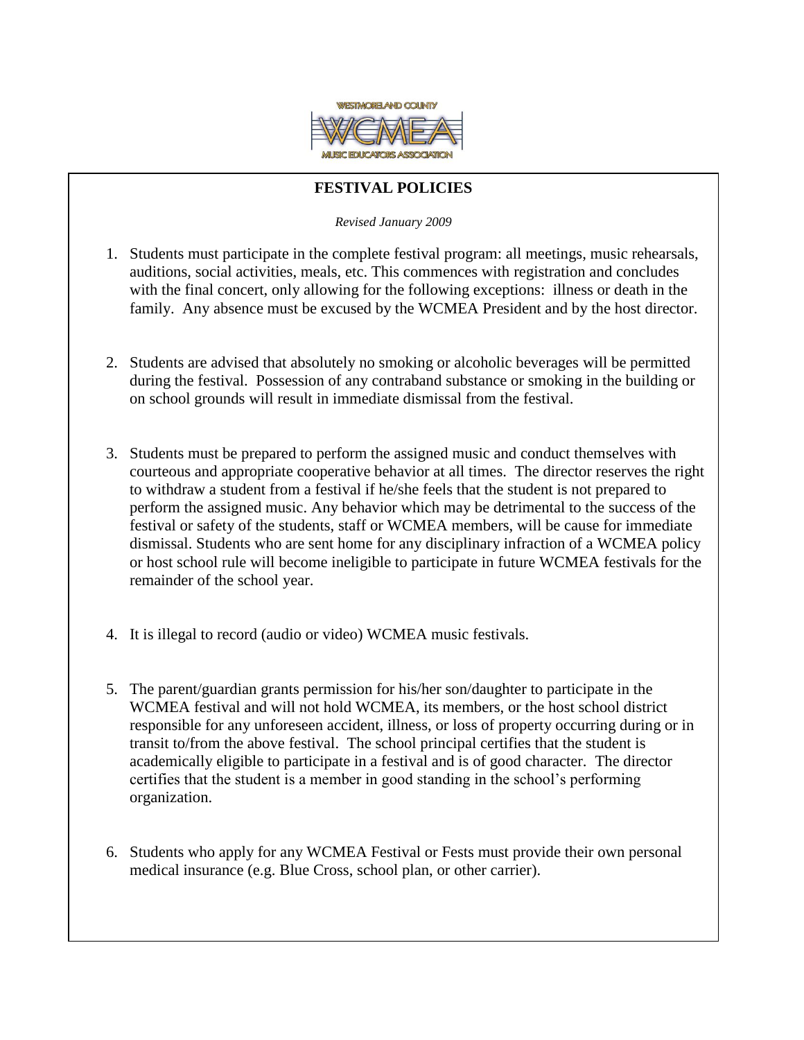WESTMORELAND COUNTY

WCMEA

MUSIC EDUCATORS ASSOCIATION

## FESTIVAL POLICIES

*Revised January 2009*

1. Students must participate in the complete festival program: all meetings, music rehearsals, auditions, social activities, meals, etc. This commences with registration and concludes with the final concert, only allowing for the following exceptions: illness or death in the family. Any absence must be excused by the WCMEA President and by the host director.

2. Students are advised that absolutely no smoking or alcoholic beverages will be permitted during the festival. Possession of any contraband substance or smoking in the building or on school grounds will result in immediate dismissal from the festival.

3. Students must be prepared to perform the assigned music and conduct themselves with courteous and appropriate cooperative behavior at all times. The director reserves the right to withdraw a student from a festival if he/she feels that the student is not prepared to perform the assigned music. Any behavior which may be detrimental to the success of the festival or safety of the students, staff or WCMEA members, will be cause for immediate dismissal. Students who are sent home for any disciplinary infraction of a WCMEA policy or host school rule will become ineligible to participate in future WCMEA festivals for the remainder of the school year.

4. It is illegal to record (audio or video) WCMEA music festivals.

5. The parent/guardian grants permission for his/her son/daughter to participate in the WCMEA festival and will not hold WCMEA, its members, or the host school district responsible for any unforeseen accident, illness, or loss of property occurring during or in transit to/from the above festival. The school principal certifies that the student is academically eligible to participate in a festival and is of good character. The director certifies that the student is a member in good standing in the school's performing organization.

6. Students who apply for any WCMEA Festival or Fests must provide their own personal medical insurance (e.g. Blue Cross, school plan, or other carrier).